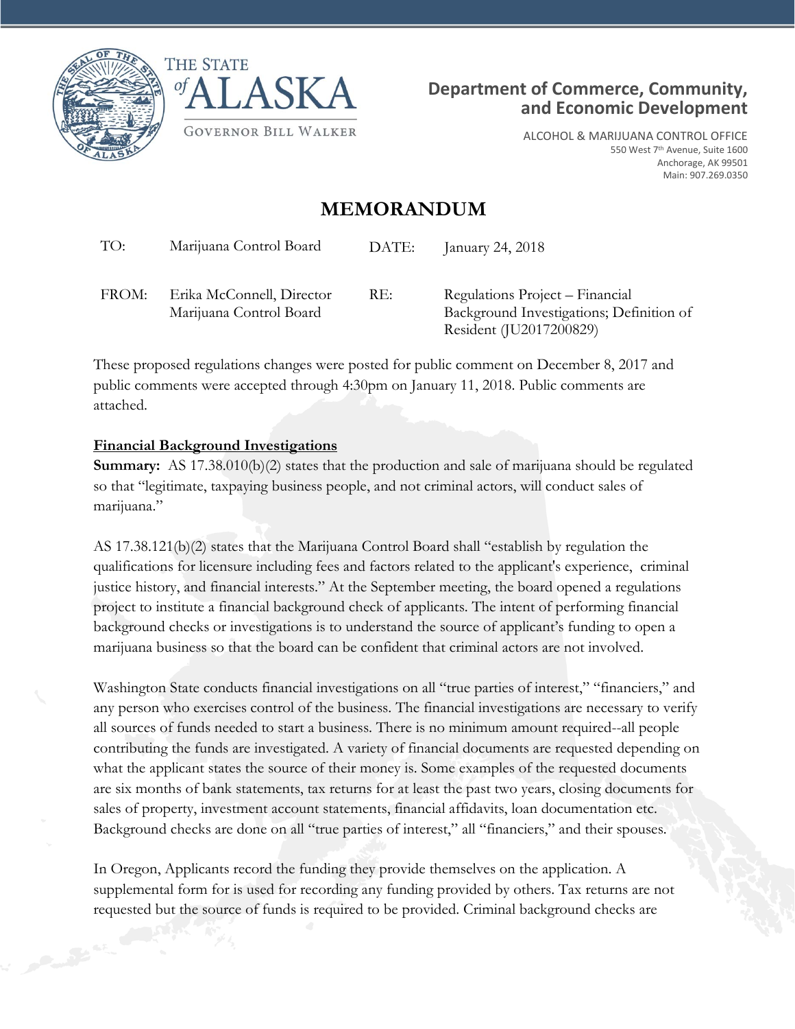THE STATE *of* ALASKA

GOVERNOR BILL WALKER

**Department of Commerce, Community, and Economic Development**

ALCOHOL & MARIJUANA CONTROL OFFICE
550 West 7th Avenue, Suite 1600
Anchorage, AK 99501
Main: 907.269.0350

# MEMORANDUM

| | | | |
|---|---|---|---|
| TO: | Marijuana Control Board | DATE: | January 24, 2018 |
| FROM: | Erika McConnell, Director<br>Marijuana Control Board | RE: | Regulations Project – Financial Background Investigations; Definition of Resident (JU2017200829) |

These proposed regulations changes were posted for public comment on December 8, 2017 and public comments were accepted through 4:30pm on January 11, 2018. Public comments are attached.

**Financial Background Investigations**

**Summary:** AS 17.38.010(b)(2) states that the production and sale of marijuana should be regulated so that "legitimate, taxpaying business people, and not criminal actors, will conduct sales of marijuana."

AS 17.38.121(b)(2) states that the Marijuana Control Board shall "establish by regulation the qualifications for licensure including fees and factors related to the applicant's experience, criminal justice history, and financial interests." At the September meeting, the board opened a regulations project to institute a financial background check of applicants. The intent of performing financial background checks or investigations is to understand the source of applicant's funding to open a marijuana business so that the board can be confident that criminal actors are not involved.

Washington State conducts financial investigations on all "true parties of interest," "financiers," and any person who exercises control of the business. The financial investigations are necessary to verify all sources of funds needed to start a business. There is no minimum amount required--all people contributing the funds are investigated. A variety of financial documents are requested depending on what the applicant states the source of their money is. Some examples of the requested documents are six months of bank statements, tax returns for at least the past two years, closing documents for sales of property, investment account statements, financial affidavits, loan documentation etc. Background checks are done on all "true parties of interest," all "financiers," and their spouses.

In Oregon, Applicants record the funding they provide themselves on the application. A supplemental form for is used for recording any funding provided by others. Tax returns are not requested but the source of funds is required to be provided. Criminal background checks are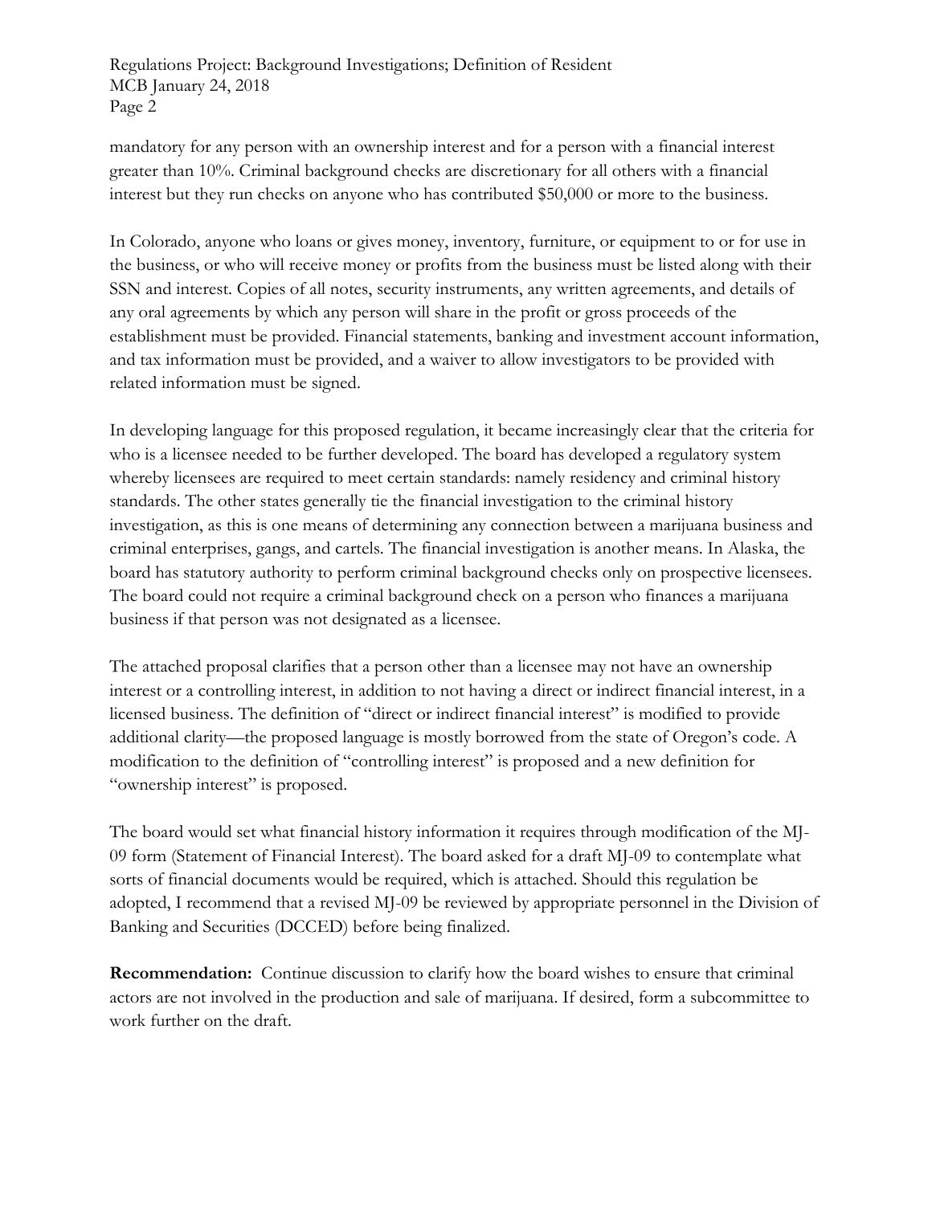mandatory for any person with an ownership interest and for a person with a financial interest greater than 10%. Criminal background checks are discretionary for all others with a financial interest but they run checks on anyone who has contributed $50,000 or more to the business.

In Colorado, anyone who loans or gives money, inventory, furniture, or equipment to or for use in the business, or who will receive money or profits from the business must be listed along with their SSN and interest. Copies of all notes, security instruments, any written agreements, and details of any oral agreements by which any person will share in the profit or gross proceeds of the establishment must be provided. Financial statements, banking and investment account information, and tax information must be provided, and a waiver to allow investigators to be provided with related information must be signed.

In developing language for this proposed regulation, it became increasingly clear that the criteria for who is a licensee needed to be further developed. The board has developed a regulatory system whereby licensees are required to meet certain standards: namely residency and criminal history standards. The other states generally tie the financial investigation to the criminal history investigation, as this is one means of determining any connection between a marijuana business and criminal enterprises, gangs, and cartels. The financial investigation is another means. In Alaska, the board has statutory authority to perform criminal background checks only on prospective licensees. The board could not require a criminal background check on a person who finances a marijuana business if that person was not designated as a licensee.

The attached proposal clarifies that a person other than a licensee may not have an ownership interest or a controlling interest, in addition to not having a direct or indirect financial interest, in a licensed business. The definition of "direct or indirect financial interest" is modified to provide additional clarity—the proposed language is mostly borrowed from the state of Oregon's code. A modification to the definition of "controlling interest" is proposed and a new definition for "ownership interest" is proposed.

The board would set what financial history information it requires through modification of the MJ-09 form (Statement of Financial Interest). The board asked for a draft MJ-09 to contemplate what sorts of financial documents would be required, which is attached. Should this regulation be adopted, I recommend that a revised MJ-09 be reviewed by appropriate personnel in the Division of Banking and Securities (DCCED) before being finalized.

**Recommendation:** Continue discussion to clarify how the board wishes to ensure that criminal actors are not involved in the production and sale of marijuana. If desired, form a subcommittee to work further on the draft.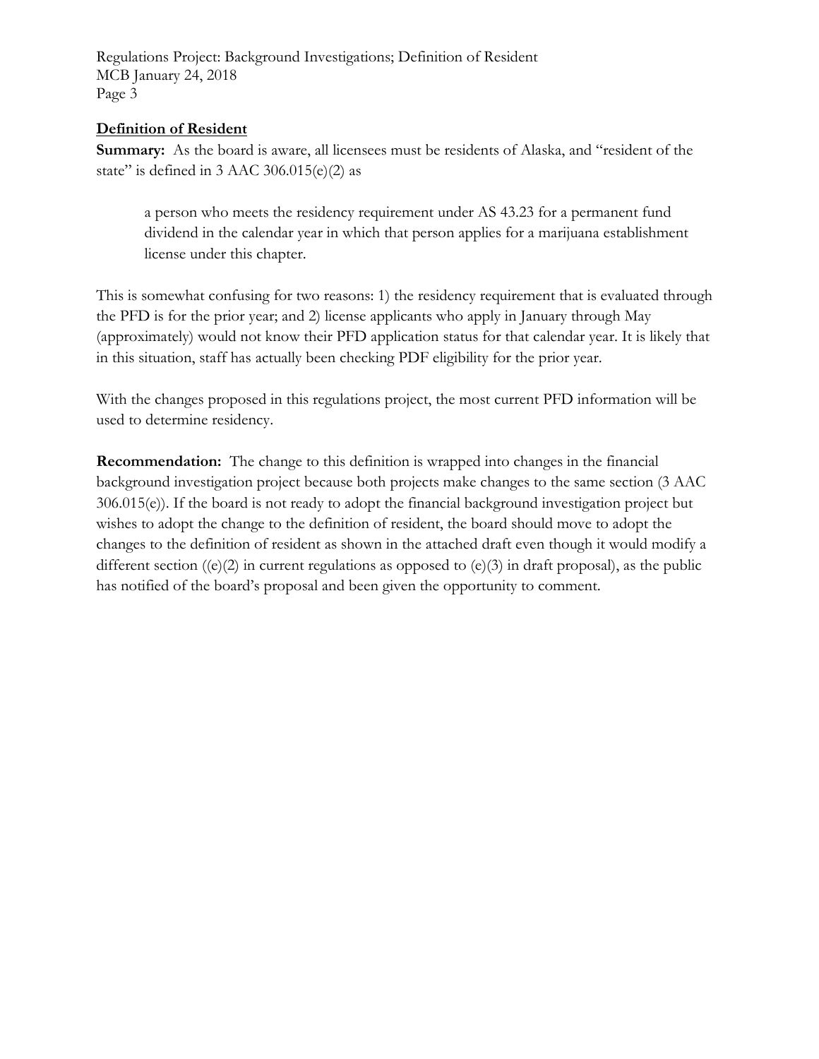## **Definition of Resident**

**Summary:** As the board is aware, all licensees must be residents of Alaska, and "resident of the state" is defined in 3 AAC 306.015(e)(2) as

> a person who meets the residency requirement under AS 43.23 for a permanent fund dividend in the calendar year in which that person applies for a marijuana establishment license under this chapter.

This is somewhat confusing for two reasons: 1) the residency requirement that is evaluated through the PFD is for the prior year; and 2) license applicants who apply in January through May (approximately) would not know their PFD application status for that calendar year. It is likely that in this situation, staff has actually been checking PDF eligibility for the prior year.

With the changes proposed in this regulations project, the most current PFD information will be used to determine residency.

**Recommendation:** The change to this definition is wrapped into changes in the financial background investigation project because both projects make changes to the same section (3 AAC 306.015(e)). If the board is not ready to adopt the financial background investigation project but wishes to adopt the change to the definition of resident, the board should move to adopt the changes to the definition of resident as shown in the attached draft even though it would modify a different section ((e)(2) in current regulations as opposed to (e)(3) in draft proposal), as the public has notified of the board's proposal and been given the opportunity to comment.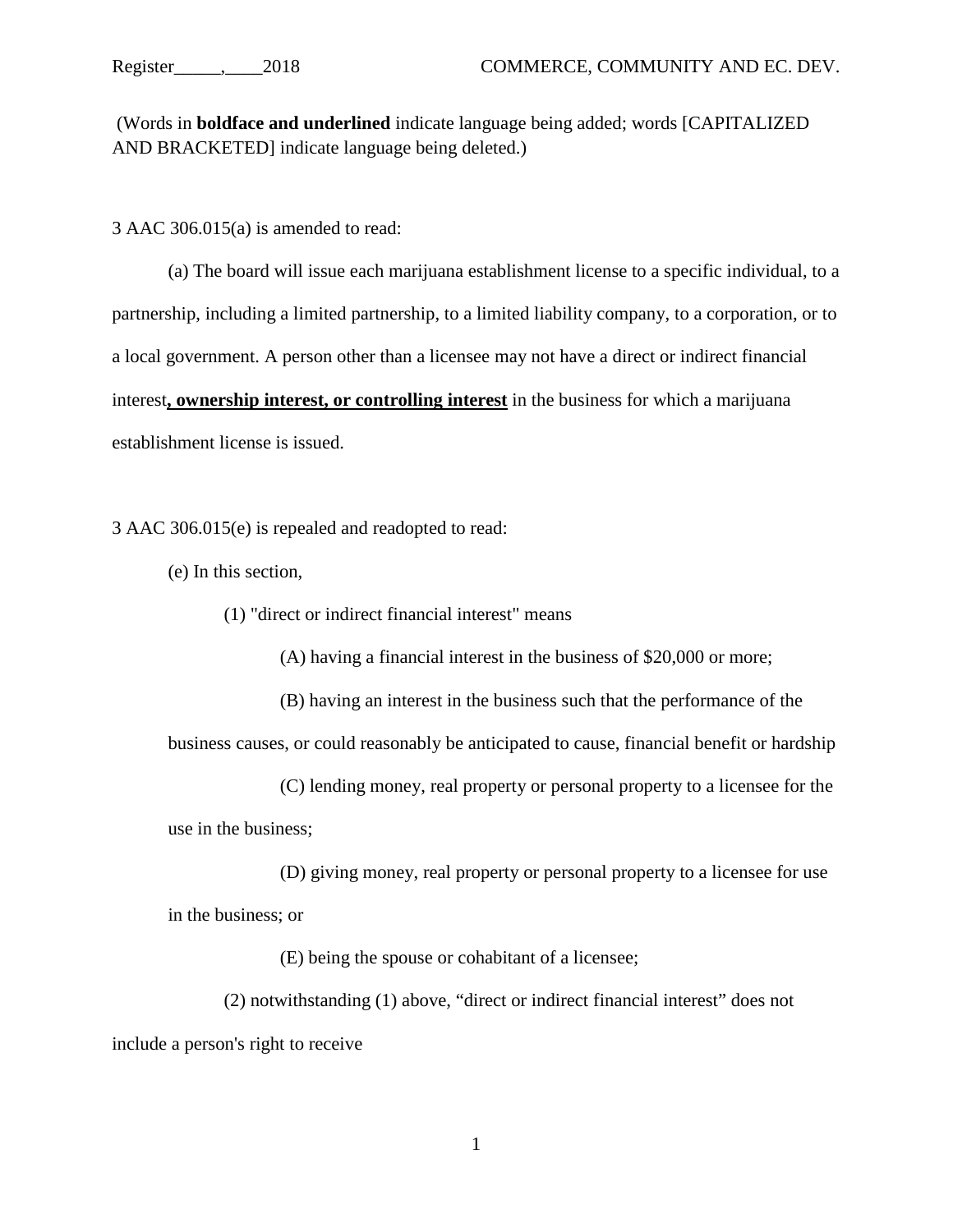(Words in **boldface and underlined** indicate language being added; words [CAPITALIZED AND BRACKETED] indicate language being deleted.)

3 AAC 306.015(a) is amended to read:

(a) The board will issue each marijuana establishment license to a specific individual, to a partnership, including a limited partnership, to a limited liability company, to a corporation, or to a local government. A person other than a licensee may not have a direct or indirect financial interest**<u>, ownership interest, or controlling interest</u>** in the business for which a marijuana establishment license is issued.

3 AAC 306.015(e) is repealed and readopted to read:

(e) In this section,

(1) "direct or indirect financial interest" means

(A) having a financial interest in the business of $20,000 or more;

(B) having an interest in the business such that the performance of the business causes, or could reasonably be anticipated to cause, financial benefit or hardship

(C) lending money, real property or personal property to a licensee for the use in the business;

(D) giving money, real property or personal property to a licensee for use in the business; or

(E) being the spouse or cohabitant of a licensee;

(2) notwithstanding (1) above, "direct or indirect financial interest" does not include a person's right to receive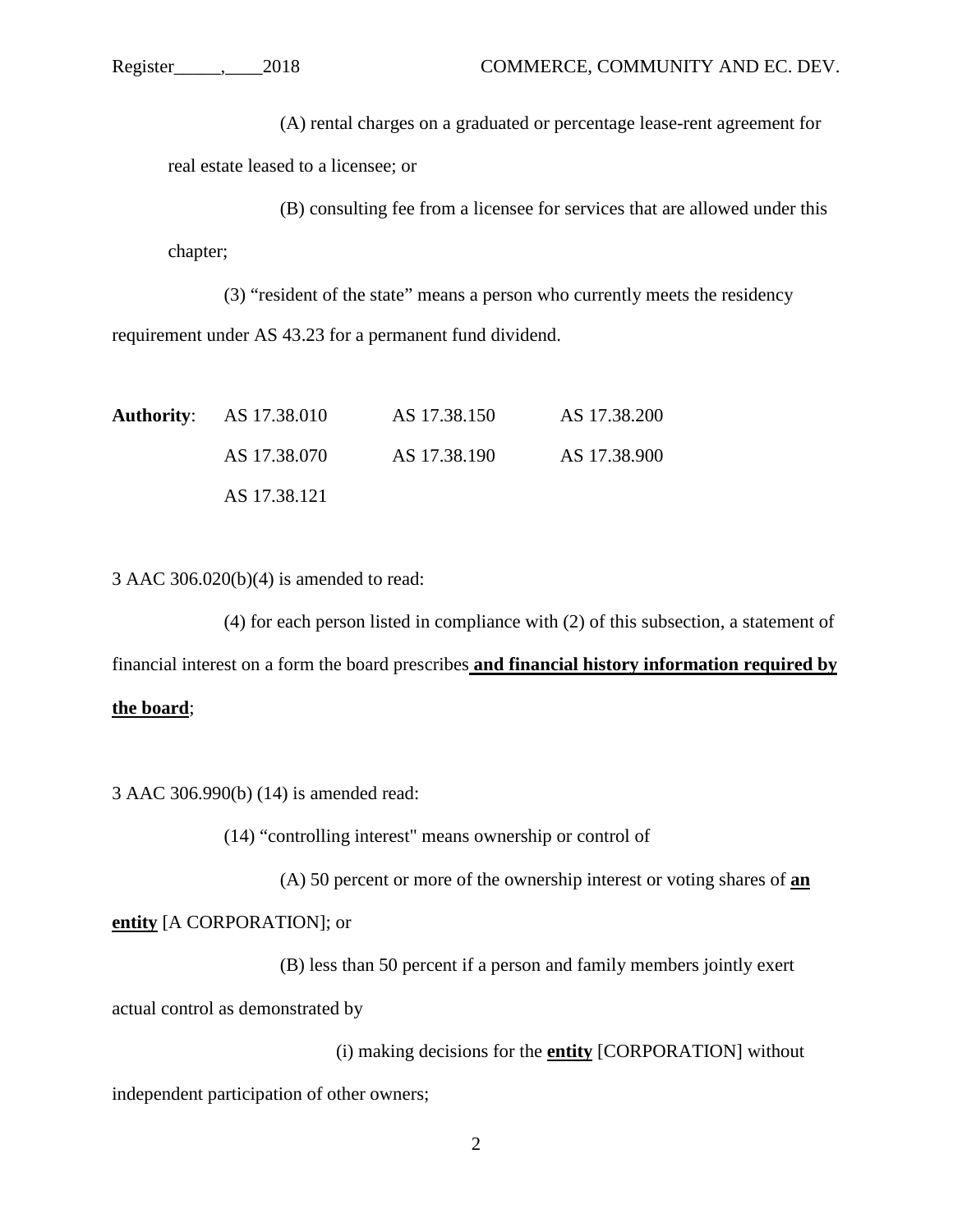(A) rental charges on a graduated or percentage lease-rent agreement for real estate leased to a licensee; or

(B) consulting fee from a licensee for services that are allowed under this chapter;

(3) "resident of the state" means a person who currently meets the residency requirement under AS 43.23 for a permanent fund dividend.

**Authority**: AS 17.38.010 AS 17.38.150 AS 17.38.200
AS 17.38.070 AS 17.38.190 AS 17.38.900
AS 17.38.121

3 AAC 306.020(b)(4) is amended to read:

(4) for each person listed in compliance with (2) of this subsection, a statement of financial interest on a form the board prescribes **and financial history information required by the board**;

3 AAC 306.990(b) (14) is amended read:

(14) "controlling interest" means ownership or control of

(A) 50 percent or more of the ownership interest or voting shares of **an entity** [A CORPORATION]; or

(B) less than 50 percent if a person and family members jointly exert actual control as demonstrated by

(i) making decisions for the **entity** [CORPORATION] without independent participation of other owners;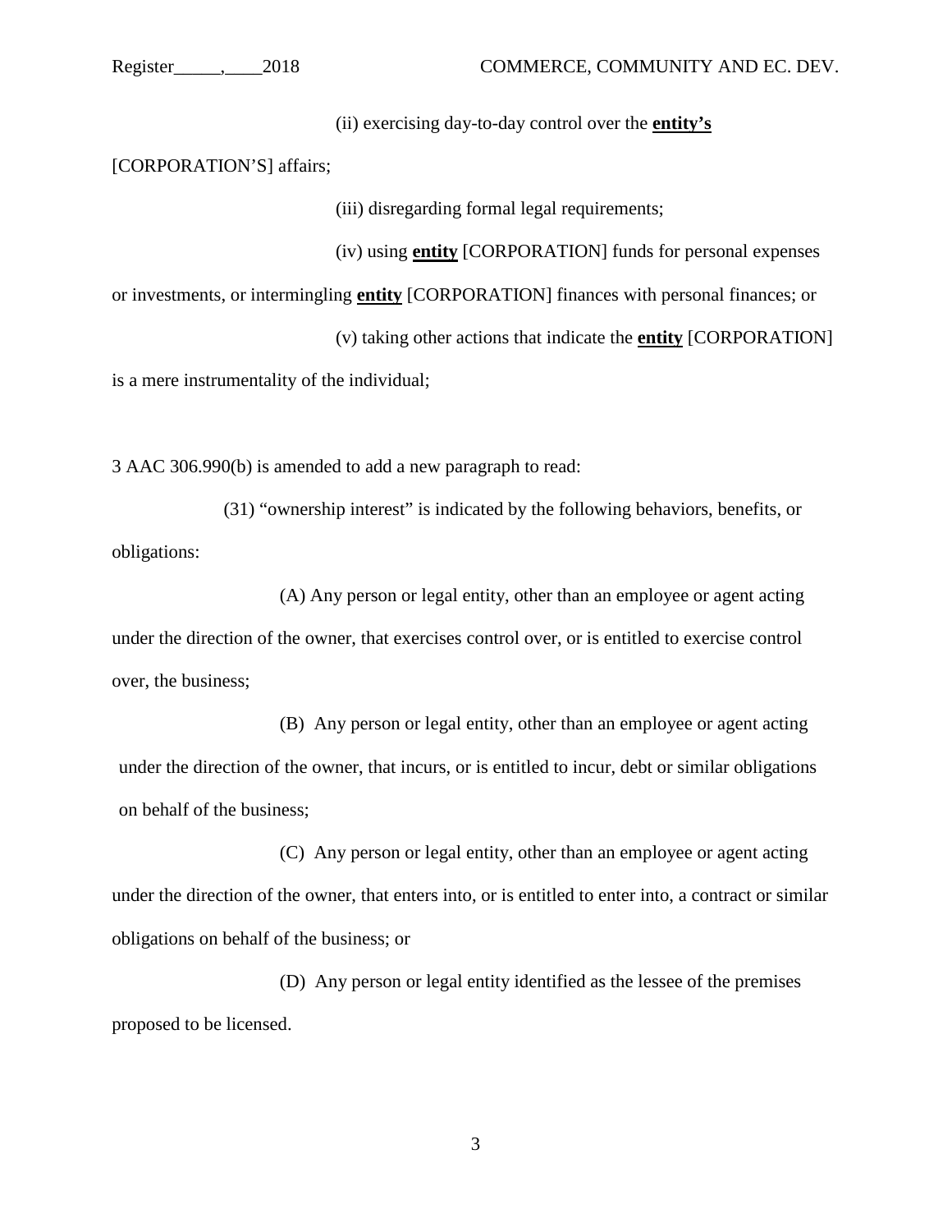(ii) exercising day-to-day control over the **entity's** [CORPORATION'S] affairs;

(iii) disregarding formal legal requirements;

(iv) using **entity** [CORPORATION] funds for personal expenses or investments, or intermingling **entity** [CORPORATION] finances with personal finances; or

(v) taking other actions that indicate the **entity** [CORPORATION] is a mere instrumentality of the individual;

3 AAC 306.990(b) is amended to add a new paragraph to read:

(31) "ownership interest" is indicated by the following behaviors, benefits, or obligations:

(A) Any person or legal entity, other than an employee or agent acting under the direction of the owner, that exercises control over, or is entitled to exercise control over, the business;

(B) Any person or legal entity, other than an employee or agent acting under the direction of the owner, that incurs, or is entitled to incur, debt or similar obligations on behalf of the business;

(C) Any person or legal entity, other than an employee or agent acting under the direction of the owner, that enters into, or is entitled to enter into, a contract or similar obligations on behalf of the business; or

(D) Any person or legal entity identified as the lessee of the premises proposed to be licensed.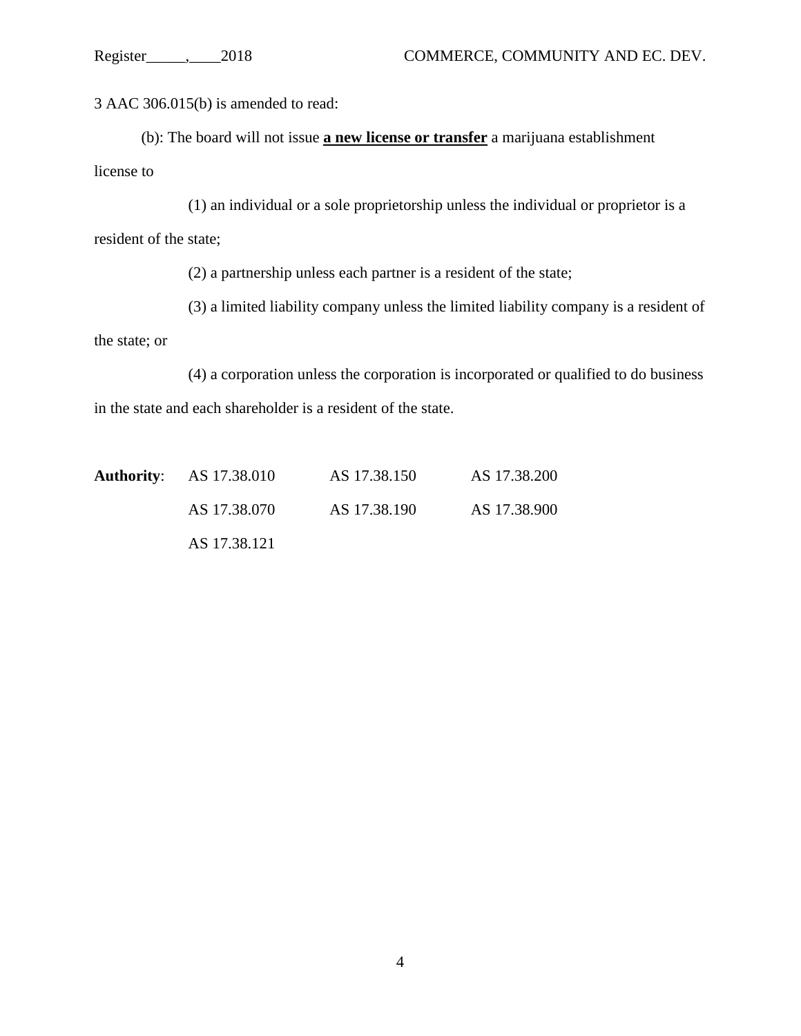3 AAC 306.015(b) is amended to read:

(b): The board will not issue **a new license or transfer** a marijuana establishment license to

(1) an individual or a sole proprietorship unless the individual or proprietor is a resident of the state;

(2) a partnership unless each partner is a resident of the state;

(3) a limited liability company unless the limited liability company is a resident of the state; or

(4) a corporation unless the corporation is incorporated or qualified to do business in the state and each shareholder is a resident of the state.

**Authority**: AS 17.38.010 AS 17.38.150 AS 17.38.200

AS 17.38.070 AS 17.38.190 AS 17.38.900

AS 17.38.121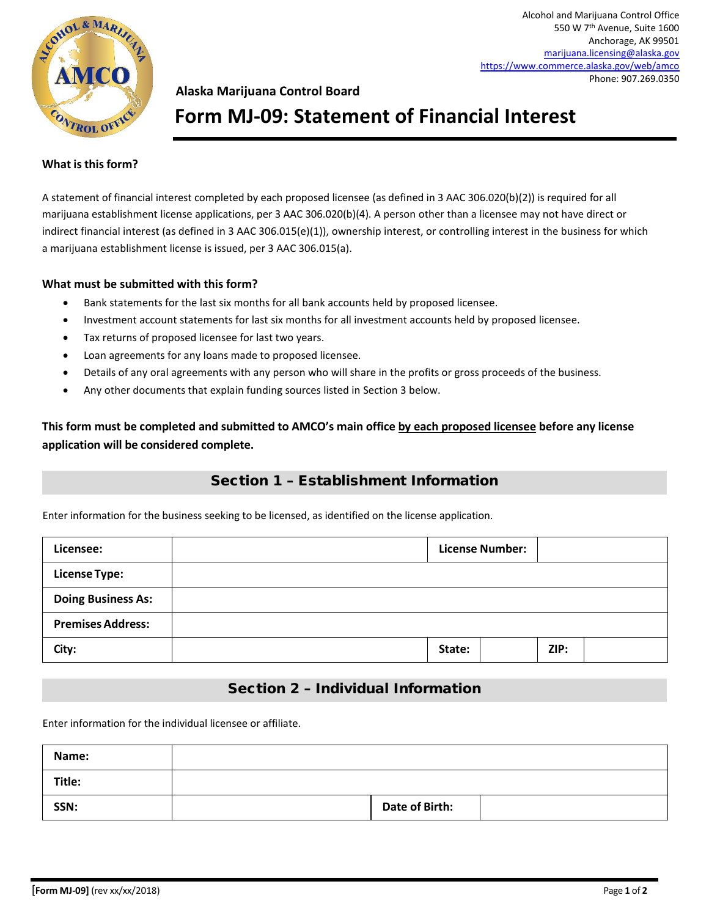Alcohol and Marijuana Control Office
550 W 7th Avenue, Suite 1600
Anchorage, AK 99501
marijuana.licensing@alaska.gov
https://www.commerce.alaska.gov/web/amco
Phone: 907.269.0350

**Alaska Marijuana Control Board**

# Form MJ-09: Statement of Financial Interest

**What is this form?**

A statement of financial interest completed by each proposed licensee (as defined in 3 AAC 306.020(b)(2)) is required for all marijuana establishment license applications, per 3 AAC 306.020(b)(4). A person other than a licensee may not have direct or indirect financial interest (as defined in 3 AAC 306.015(e)(1)), ownership interest, or controlling interest in the business for which a marijuana establishment license is issued, per 3 AAC 306.015(a).

**What must be submitted with this form?**

- Bank statements for the last six months for all bank accounts held by proposed licensee.
- Investment account statements for last six months for all investment accounts held by proposed licensee.
- Tax returns of proposed licensee for last two years.
- Loan agreements for any loans made to proposed licensee.
- Details of any oral agreements with any person who will share in the profits or gross proceeds of the business.
- Any other documents that explain funding sources listed in Section 3 below.

**This form must be completed and submitted to AMCO's main office by each proposed licensee before any license application will be considered complete.**

## Section 1 – Establishment Information

Enter information for the business seeking to be licensed, as identified on the license application.

| | | | | | |
|---|---|---|---|---|---|
| **Licensee:** | | **License Number:** | | | |
| **License Type:** | | | | | |
| **Doing Business As:** | | | | | |
| **Premises Address:** | | | | | |
| **City:** | | **State:** | | **ZIP:** | |

## Section 2 – Individual Information

Enter information for the individual licensee or affiliate.

| | | | |
|---|---|---|---|
| **Name:** | | | |
| **Title:** | | | |
| **SSN:** | | **Date of Birth:** | |

[Form MJ-09] (rev xx/xx/2018)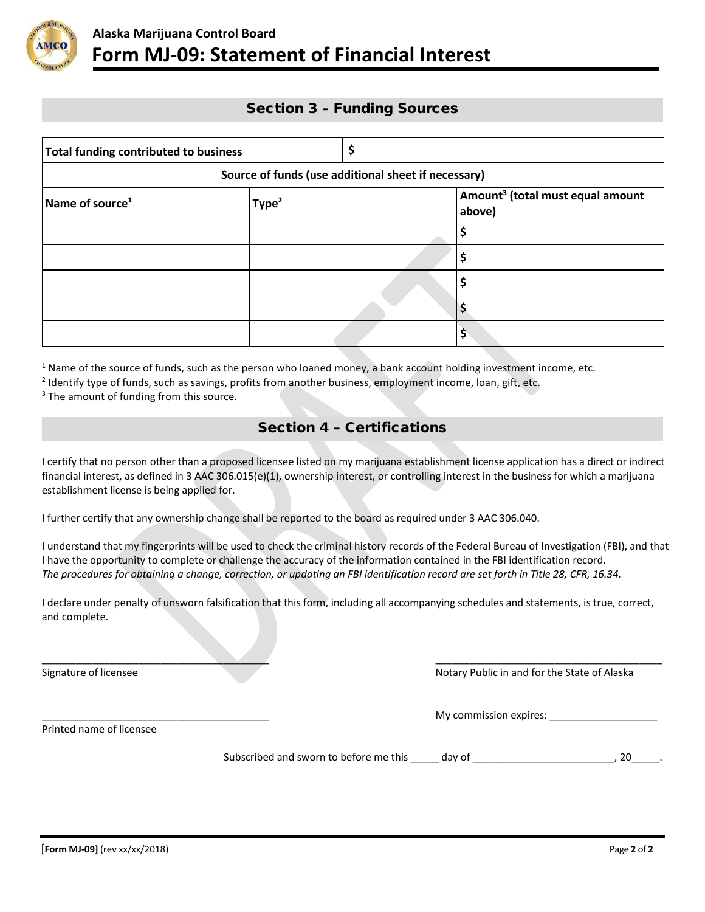## Alaska Marijuana Control Board

# Form MJ-09: Statement of Financial Interest

## Section 3 – Funding Sources

| Total funding contributed to business | | $ |
|---|---|---|
| **Source of funds (use additional sheet if necessary)** | | |
| **Name of source[1]** | **Type[2]** | **Amount[3] (total must equal amount above)** |
| | | $ |
| | | $ |
| | | $ |
| | | $ |
| | | $ |

[1] Name of the source of funds, such as the person who loaned money, a bank account holding investment income, etc.
[2] Identify type of funds, such as savings, profits from another business, employment income, loan, gift, etc.
[3] The amount of funding from this source.

## Section 4 – Certifications

I certify that no person other than a proposed licensee listed on my marijuana establishment license application has a direct or indirect financial interest, as defined in 3 AAC 306.015(e)(1), ownership interest, or controlling interest in the business for which a marijuana establishment license is being applied for.

I further certify that any ownership change shall be reported to the board as required under 3 AAC 306.040.

I understand that my fingerprints will be used to check the criminal history records of the Federal Bureau of Investigation (FBI), and that I have the opportunity to complete or challenge the accuracy of the information contained in the FBI identification record. *The procedures for obtaining a change, correction, or updating an FBI identification record are set forth in Title 28, CFR, 16.34.*

I declare under penalty of unsworn falsification that this form, including all accompanying schedules and statements, is true, correct, and complete.

________________________________________
Signature of licensee

________________________________________
Notary Public in and for the State of Alaska

________________________________________
Printed name of licensee

My commission expires: ___________________

Subscribed and sworn to before me this _____ day of ________________________, 20_____.

**[Form MJ-09]** (rev xx/xx/2018)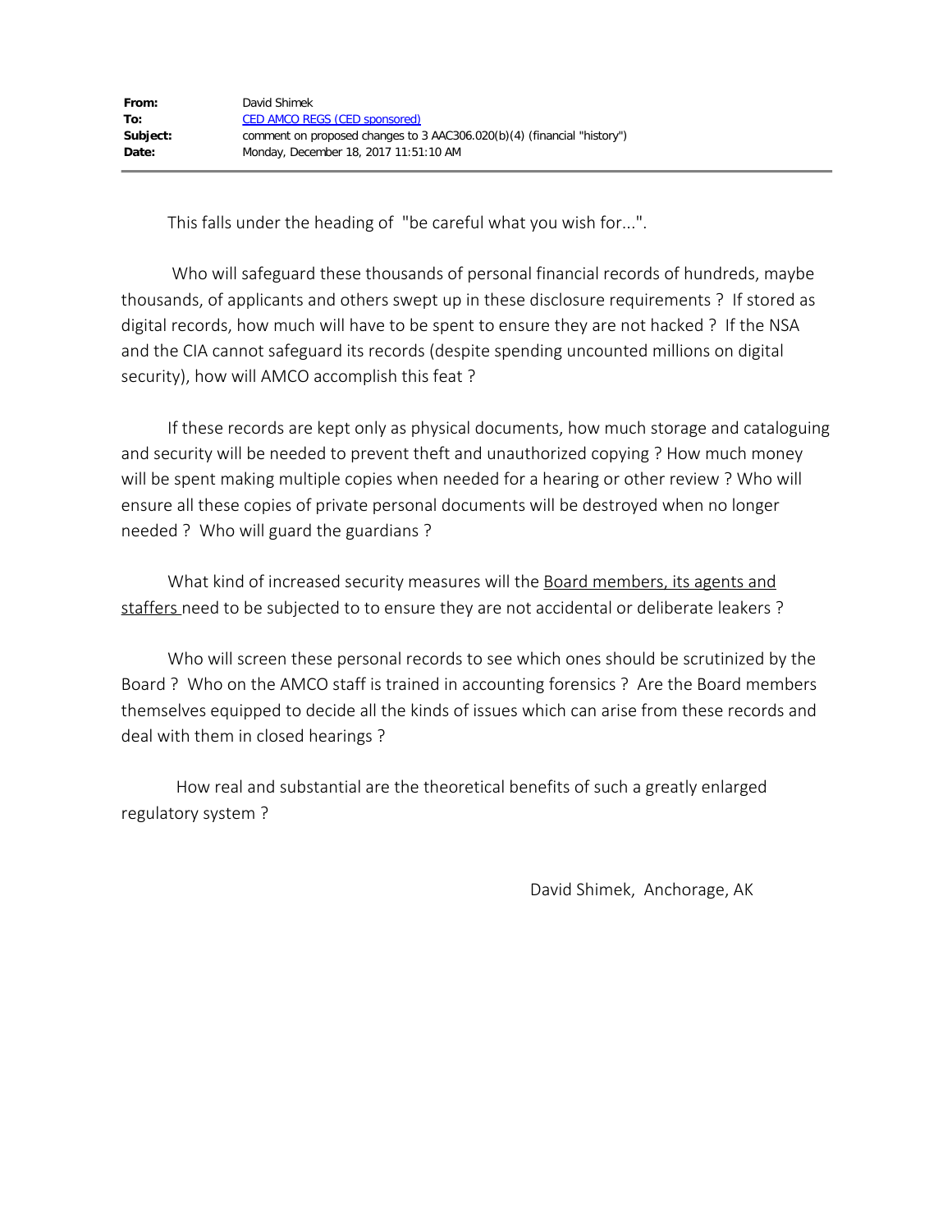| | |
|---|---|
| **From:** | David Shimek |
| **To:** | CED AMCO REGS (CED sponsored) |
| **Subject:** | comment on proposed changes to 3 AAC306.020(b)(4) (financial "history") |
| **Date:** | Monday, December 18, 2017 11:51:10 AM |

This falls under the heading of "be careful what you wish for...".

Who will safeguard these thousands of personal financial records of hundreds, maybe thousands, of applicants and others swept up in these disclosure requirements ? If stored as digital records, how much will have to be spent to ensure they are not hacked ? If the NSA and the CIA cannot safeguard its records (despite spending uncounted millions on digital security), how will AMCO accomplish this feat ?

If these records are kept only as physical documents, how much storage and cataloguing and security will be needed to prevent theft and unauthorized copying ? How much money will be spent making multiple copies when needed for a hearing or other review ? Who will ensure all these copies of private personal documents will be destroyed when no longer needed ? Who will guard the guardians ?

What kind of increased security measures will the Board members, its agents and staffers need to be subjected to to ensure they are not accidental or deliberate leakers ?

Who will screen these personal records to see which ones should be scrutinized by the Board ? Who on the AMCO staff is trained in accounting forensics ? Are the Board members themselves equipped to decide all the kinds of issues which can arise from these records and deal with them in closed hearings ?

How real and substantial are the theoretical benefits of such a greatly enlarged regulatory system ?

David Shimek, Anchorage, AK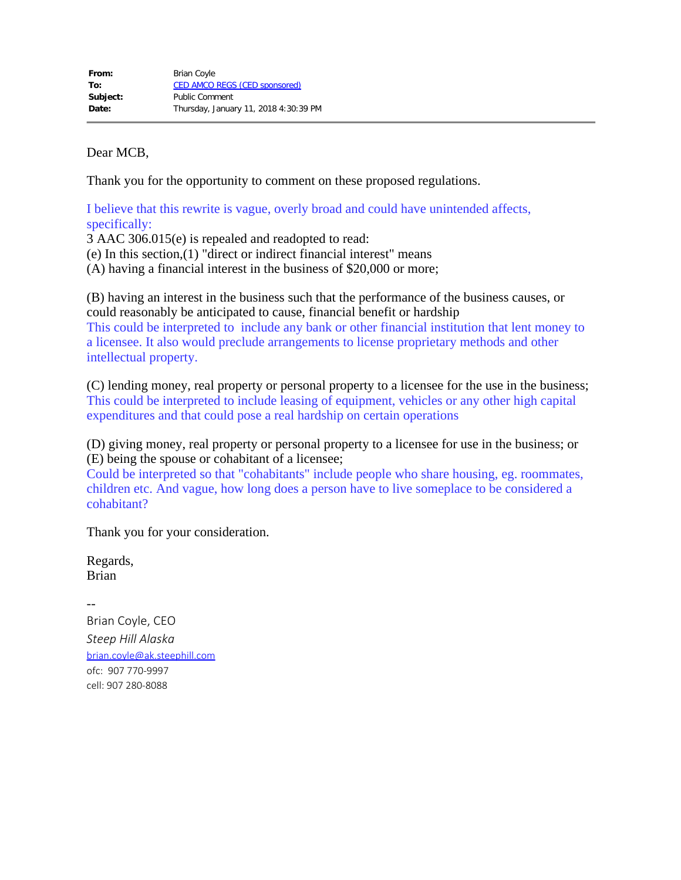**From:** Brian Coyle
**To:** CED AMCO REGS (CED sponsored)
**Subject:** Public Comment
**Date:** Thursday, January 11, 2018 4:30:39 PM

---

Dear MCB,

Thank you for the opportunity to comment on these proposed regulations.

I believe that this rewrite is vague, overly broad and could have unintended affects, specifically:
3 AAC 306.015(e) is repealed and readopted to read:
(e) In this section,(1) "direct or indirect financial interest" means
(A) having a financial interest in the business of $20,000 or more;

(B) having an interest in the business such that the performance of the business causes, or could reasonably be anticipated to cause, financial benefit or hardship
This could be interpreted to include any bank or other financial institution that lent money to a licensee. It also would preclude arrangements to license proprietary methods and other intellectual property.

(C) lending money, real property or personal property to a licensee for the use in the business;
This could be interpreted to include leasing of equipment, vehicles or any other high capital expenditures and that could pose a real hardship on certain operations

(D) giving money, real property or personal property to a licensee for use in the business; or
(E) being the spouse or cohabitant of a licensee;
Could be interpreted so that "cohabitants" include people who share housing, eg. roommates, children etc. And vague, how long does a person have to live someplace to be considered a cohabitant?

Thank you for your consideration.

Regards,
Brian

--
Brian Coyle, CEO
*Steep Hill Alaska*
brian.coyle@ak.steephill.com
ofc: 907 770-9997
cell: 907 280-8088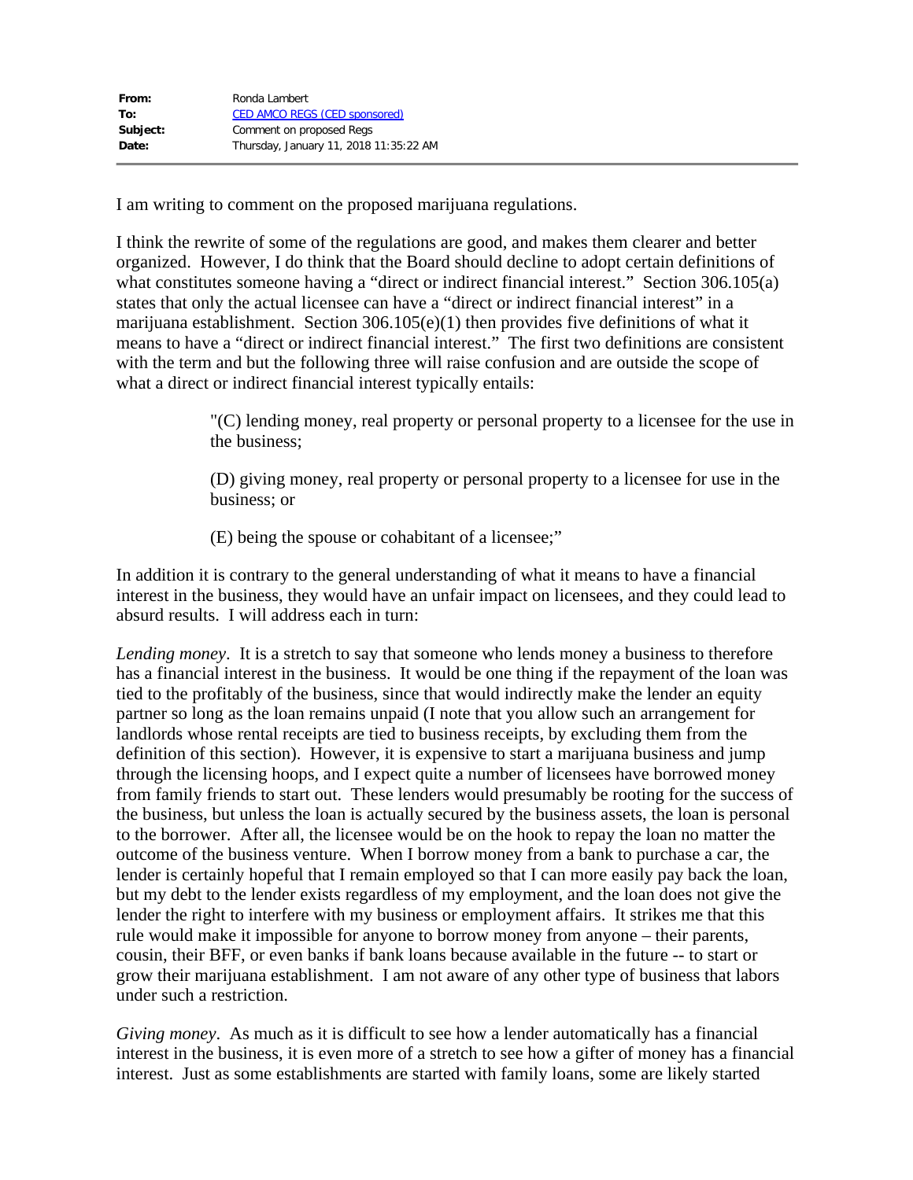| | |
|---|---|
| **From:** | Ronda Lambert |
| **To:** | CED AMCO REGS (CED sponsored) |
| **Subject:** | Comment on proposed Regs |
| **Date:** | Thursday, January 11, 2018 11:35:22 AM |

I am writing to comment on the proposed marijuana regulations.

I think the rewrite of some of the regulations are good, and makes them clearer and better organized. However, I do think that the Board should decline to adopt certain definitions of what constitutes someone having a "direct or indirect financial interest." Section 306.105(a) states that only the actual licensee can have a "direct or indirect financial interest" in a marijuana establishment. Section 306.105(e)(1) then provides five definitions of what it means to have a "direct or indirect financial interest." The first two definitions are consistent with the term and but the following three will raise confusion and are outside the scope of what a direct or indirect financial interest typically entails:

> "(C) lending money, real property or personal property to a licensee for the use in the business;
>
> (D) giving money, real property or personal property to a licensee for use in the business; or
>
> (E) being the spouse or cohabitant of a licensee;"

In addition it is contrary to the general understanding of what it means to have a financial interest in the business, they would have an unfair impact on licensees, and they could lead to absurd results. I will address each in turn:

*Lending money*. It is a stretch to say that someone who lends money a business to therefore has a financial interest in the business. It would be one thing if the repayment of the loan was tied to the profitably of the business, since that would indirectly make the lender an equity partner so long as the loan remains unpaid (I note that you allow such an arrangement for landlords whose rental receipts are tied to business receipts, by excluding them from the definition of this section). However, it is expensive to start a marijuana business and jump through the licensing hoops, and I expect quite a number of licensees have borrowed money from family friends to start out. These lenders would presumably be rooting for the success of the business, but unless the loan is actually secured by the business assets, the loan is personal to the borrower. After all, the licensee would be on the hook to repay the loan no matter the outcome of the business venture. When I borrow money from a bank to purchase a car, the lender is certainly hopeful that I remain employed so that I can more easily pay back the loan, but my debt to the lender exists regardless of my employment, and the loan does not give the lender the right to interfere with my business or employment affairs. It strikes me that this rule would make it impossible for anyone to borrow money from anyone – their parents, cousin, their BFF, or even banks if bank loans because available in the future -- to start or grow their marijuana establishment. I am not aware of any other type of business that labors under such a restriction.

*Giving money*. As much as it is difficult to see how a lender automatically has a financial interest in the business, it is even more of a stretch to see how a gifter of money has a financial interest. Just as some establishments are started with family loans, some are likely started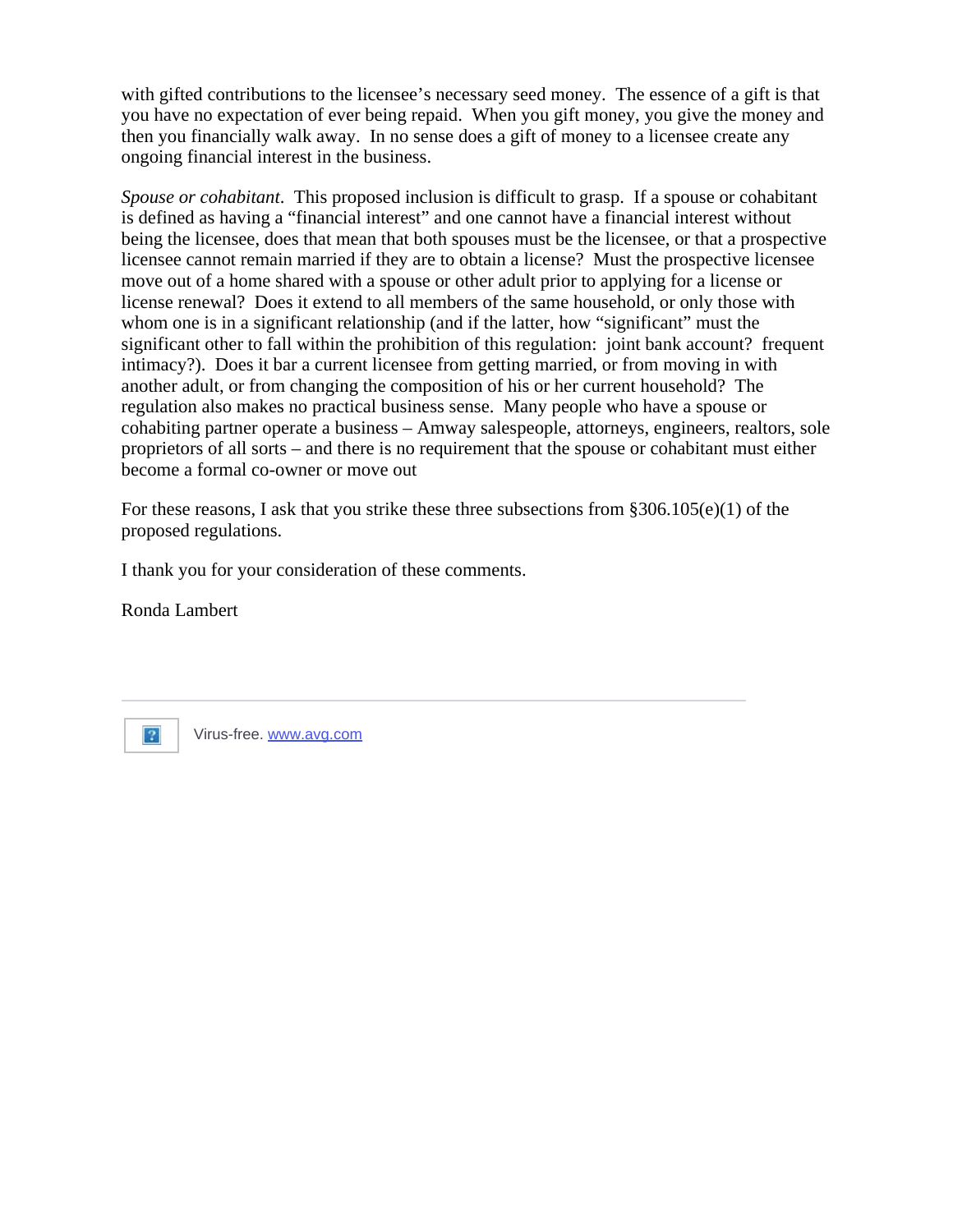with gifted contributions to the licensee's necessary seed money. The essence of a gift is that you have no expectation of ever being repaid. When you gift money, you give the money and then you financially walk away. In no sense does a gift of money to a licensee create any ongoing financial interest in the business.

*Spouse or cohabitant*. This proposed inclusion is difficult to grasp. If a spouse or cohabitant is defined as having a "financial interest" and one cannot have a financial interest without being the licensee, does that mean that both spouses must be the licensee, or that a prospective licensee cannot remain married if they are to obtain a license? Must the prospective licensee move out of a home shared with a spouse or other adult prior to applying for a license or license renewal? Does it extend to all members of the same household, or only those with whom one is in a significant relationship (and if the latter, how "significant" must the significant other to fall within the prohibition of this regulation: joint bank account? frequent intimacy?). Does it bar a current licensee from getting married, or from moving in with another adult, or from changing the composition of his or her current household? The regulation also makes no practical business sense. Many people who have a spouse or cohabiting partner operate a business – Amway salespeople, attorneys, engineers, realtors, sole proprietors of all sorts – and there is no requirement that the spouse or cohabitant must either become a formal co-owner or move out

For these reasons, I ask that you strike these three subsections from §306.105(e)(1) of the proposed regulations.

I thank you for your consideration of these comments.

Ronda Lambert

---

Virus-free. www.avg.com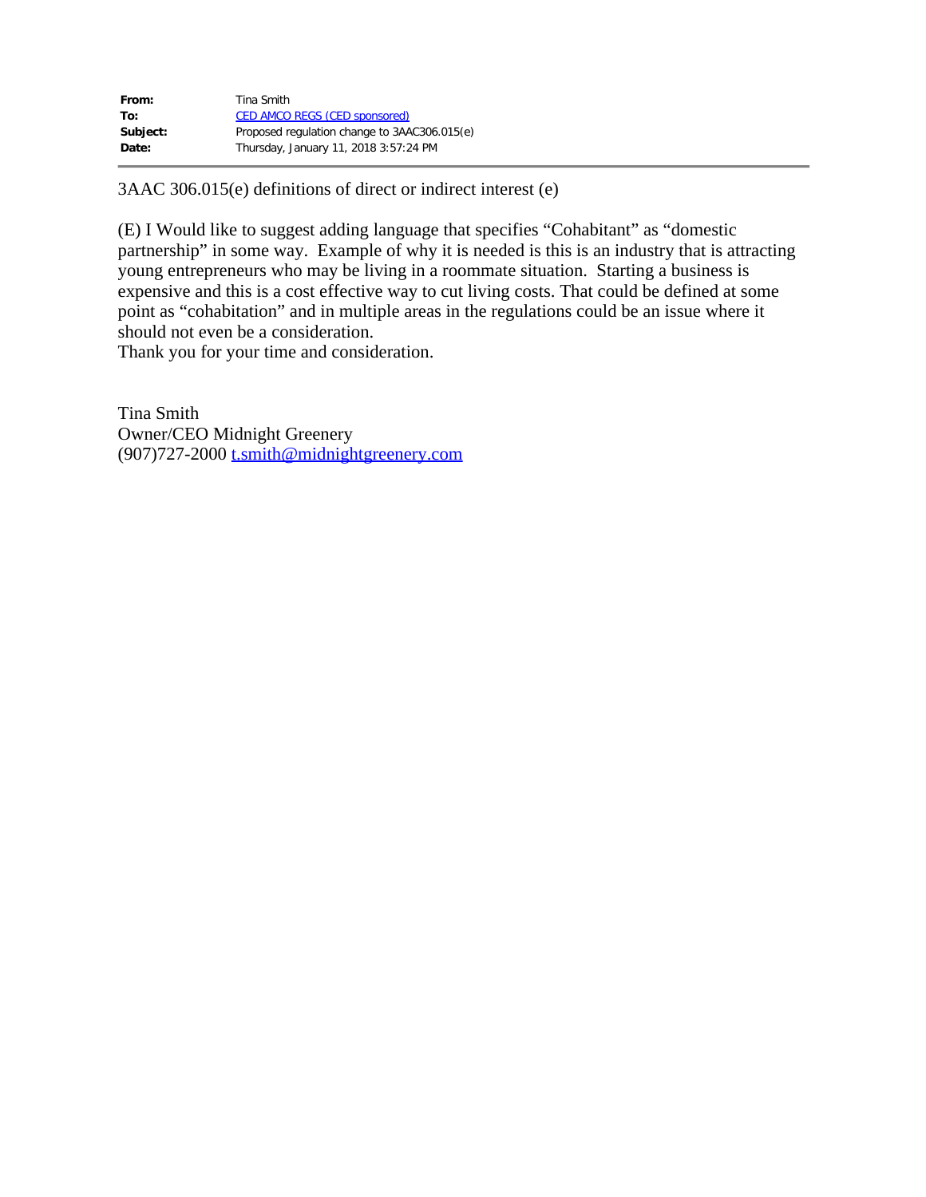**From:** Tina Smith
**To:** CED AMCO REGS (CED sponsored)
**Subject:** Proposed regulation change to 3AAC306.015(e)
**Date:** Thursday, January 11, 2018 3:57:24 PM

---

3AAC 306.015(e) definitions of direct or indirect interest (e)

(E) I Would like to suggest adding language that specifies "Cohabitant" as "domestic partnership" in some way. Example of why it is needed is this is an industry that is attracting young entrepreneurs who may be living in a roommate situation. Starting a business is expensive and this is a cost effective way to cut living costs. That could be defined at some point as "cohabitation" and in multiple areas in the regulations could be an issue where it should not even be a consideration.
Thank you for your time and consideration.

Tina Smith
Owner/CEO Midnight Greenery
(907)727-2000 t.smith@midnightgreenery.com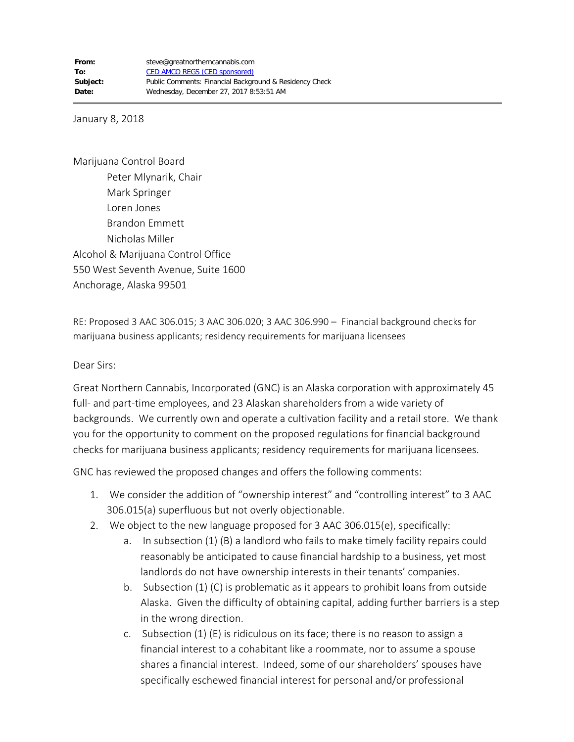| **From:** | steve@greatnortherncannabis.com |
| --- | --- |
| **To:** | CED AMCO REGS (CED sponsored) |
| **Subject:** | Public Comments: Financial Background & Residency Check |
| **Date:** | Wednesday, December 27, 2017 8:53:51 AM |

January 8, 2018

Marijuana Control Board
Peter Mlynarik, Chair
Mark Springer
Loren Jones
Brandon Emmett
Nicholas Miller
Alcohol & Marijuana Control Office
550 West Seventh Avenue, Suite 1600
Anchorage, Alaska 99501

RE: Proposed 3 AAC 306.015; 3 AAC 306.020; 3 AAC 306.990 – Financial background checks for marijuana business applicants; residency requirements for marijuana licensees

Dear Sirs:

Great Northern Cannabis, Incorporated (GNC) is an Alaska corporation with approximately 45 full- and part-time employees, and 23 Alaskan shareholders from a wide variety of backgrounds. We currently own and operate a cultivation facility and a retail store. We thank you for the opportunity to comment on the proposed regulations for financial background checks for marijuana business applicants; residency requirements for marijuana licensees.

GNC has reviewed the proposed changes and offers the following comments:

1. We consider the addition of "ownership interest" and "controlling interest" to 3 AAC 306.015(a) superfluous but not overly objectionable.
2. We object to the new language proposed for 3 AAC 306.015(e), specifically:
   a. In subsection (1) (B) a landlord who fails to make timely facility repairs could reasonably be anticipated to cause financial hardship to a business, yet most landlords do not have ownership interests in their tenants' companies.
   b. Subsection (1) (C) is problematic as it appears to prohibit loans from outside Alaska. Given the difficulty of obtaining capital, adding further barriers is a step in the wrong direction.
   c. Subsection (1) (E) is ridiculous on its face; there is no reason to assign a financial interest to a cohabitant like a roommate, nor to assume a spouse shares a financial interest. Indeed, some of our shareholders' spouses have specifically eschewed financial interest for personal and/or professional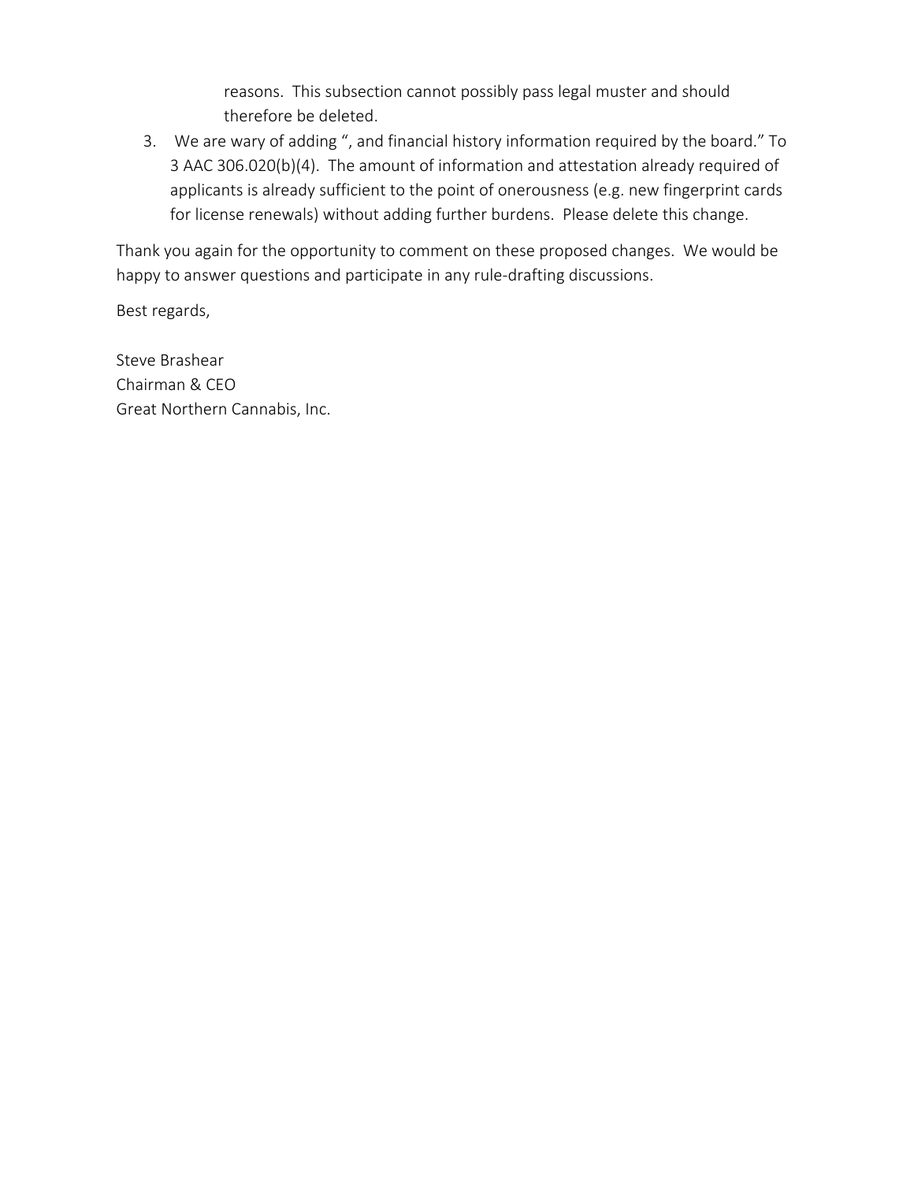reasons. This subsection cannot possibly pass legal muster and should therefore be deleted.

3. We are wary of adding ", and financial history information required by the board." To 3 AAC 306.020(b)(4). The amount of information and attestation already required of applicants is already sufficient to the point of onerousness (e.g. new fingerprint cards for license renewals) without adding further burdens. Please delete this change.

Thank you again for the opportunity to comment on these proposed changes. We would be happy to answer questions and participate in any rule-drafting discussions.

Best regards,

Steve Brashear
Chairman & CEO
Great Northern Cannabis, Inc.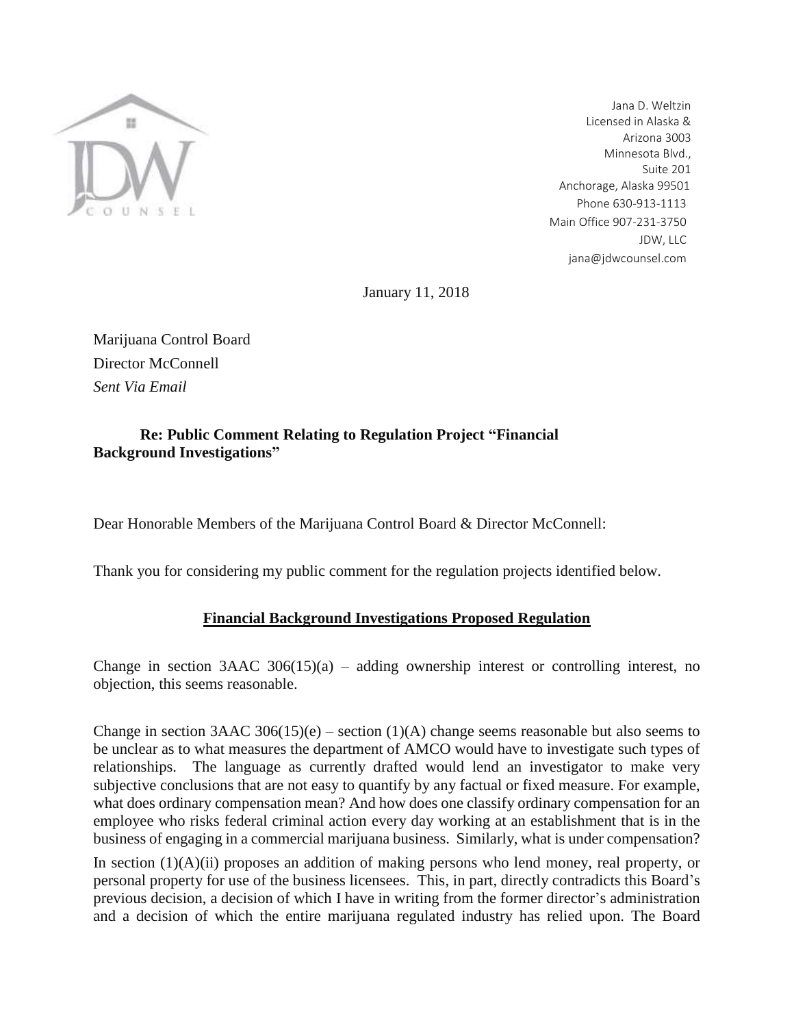Jana D. Weltzin
Licensed in Alaska &
Arizona 3003
Minnesota Blvd.,
Suite 201
Anchorage, Alaska 99501
Phone 630-913-1113
Main Office 907-231-3750
JDW, LLC
jana@jdwcounsel.com

January 11, 2018

Marijuana Control Board
Director McConnell
*Sent Via Email*

**Re: Public Comment Relating to Regulation Project "Financial Background Investigations"**

Dear Honorable Members of the Marijuana Control Board & Director McConnell:

Thank you for considering my public comment for the regulation projects identified below.

**<u>Financial Background Investigations Proposed Regulation</u>**

Change in section 3AAC 306(15)(a) – adding ownership interest or controlling interest, no objection, this seems reasonable.

Change in section 3AAC 306(15)(e) – section (1)(A) change seems reasonable but also seems to be unclear as to what measures the department of AMCO would have to investigate such types of relationships. The language as currently drafted would lend an investigator to make very subjective conclusions that are not easy to quantify by any factual or fixed measure. For example, what does ordinary compensation mean? And how does one classify ordinary compensation for an employee who risks federal criminal action every day working at an establishment that is in the business of engaging in a commercial marijuana business. Similarly, what is under compensation?

In section (1)(A)(ii) proposes an addition of making persons who lend money, real property, or personal property for use of the business licensees. This, in part, directly contradicts this Board's previous decision, a decision of which I have in writing from the former director's administration and a decision of which the entire marijuana regulated industry has relied upon. The Board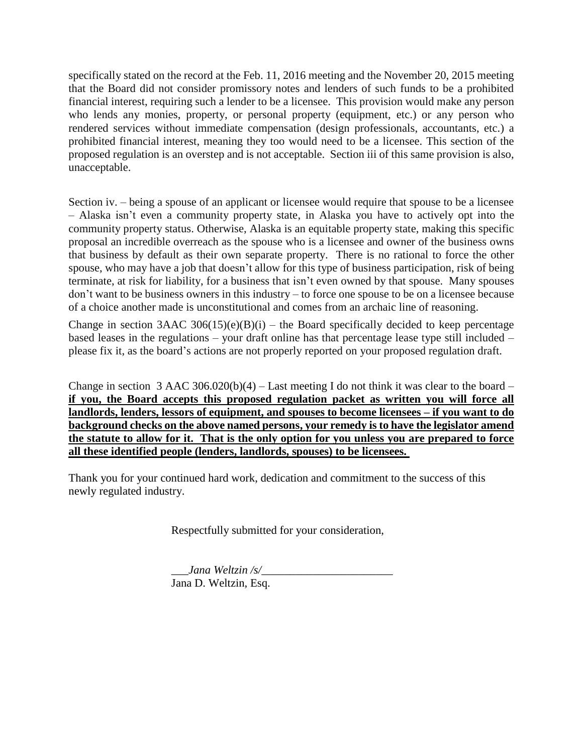specifically stated on the record at the Feb. 11, 2016 meeting and the November 20, 2015 meeting that the Board did not consider promissory notes and lenders of such funds to be a prohibited financial interest, requiring such a lender to be a licensee. This provision would make any person who lends any monies, property, or personal property (equipment, etc.) or any person who rendered services without immediate compensation (design professionals, accountants, etc.) a prohibited financial interest, meaning they too would need to be a licensee. This section of the proposed regulation is an overstep and is not acceptable. Section iii of this same provision is also, unacceptable.

Section iv. – being a spouse of an applicant or licensee would require that spouse to be a licensee – Alaska isn't even a community property state, in Alaska you have to actively opt into the community property status. Otherwise, Alaska is an equitable property state, making this specific proposal an incredible overreach as the spouse who is a licensee and owner of the business owns that business by default as their own separate property. There is no rational to force the other spouse, who may have a job that doesn't allow for this type of business participation, risk of being terminate, at risk for liability, for a business that isn't even owned by that spouse. Many spouses don't want to be business owners in this industry – to force one spouse to be on a licensee because of a choice another made is unconstitutional and comes from an archaic line of reasoning.

Change in section 3AAC 306(15)(e)(B)(i) – the Board specifically decided to keep percentage based leases in the regulations – your draft online has that percentage lease type still included – please fix it, as the board's actions are not properly reported on your proposed regulation draft.

Change in section 3 AAC 306.020(b)(4) – Last meeting I do not think it was clear to the board – **if you, the Board accepts this proposed regulation packet as written you will force all landlords, lenders, lessors of equipment, and spouses to become licensees – if you want to do background checks on the above named persons, your remedy is to have the legislator amend the statute to allow for it. That is the only option for you unless you are prepared to force all these identified people (lenders, landlords, spouses) to be licensees.**

Thank you for your continued hard work, dedication and commitment to the success of this newly regulated industry.

Respectfully submitted for your consideration,

___*Jana Weltzin /s/*_______________________
Jana D. Weltzin, Esq.